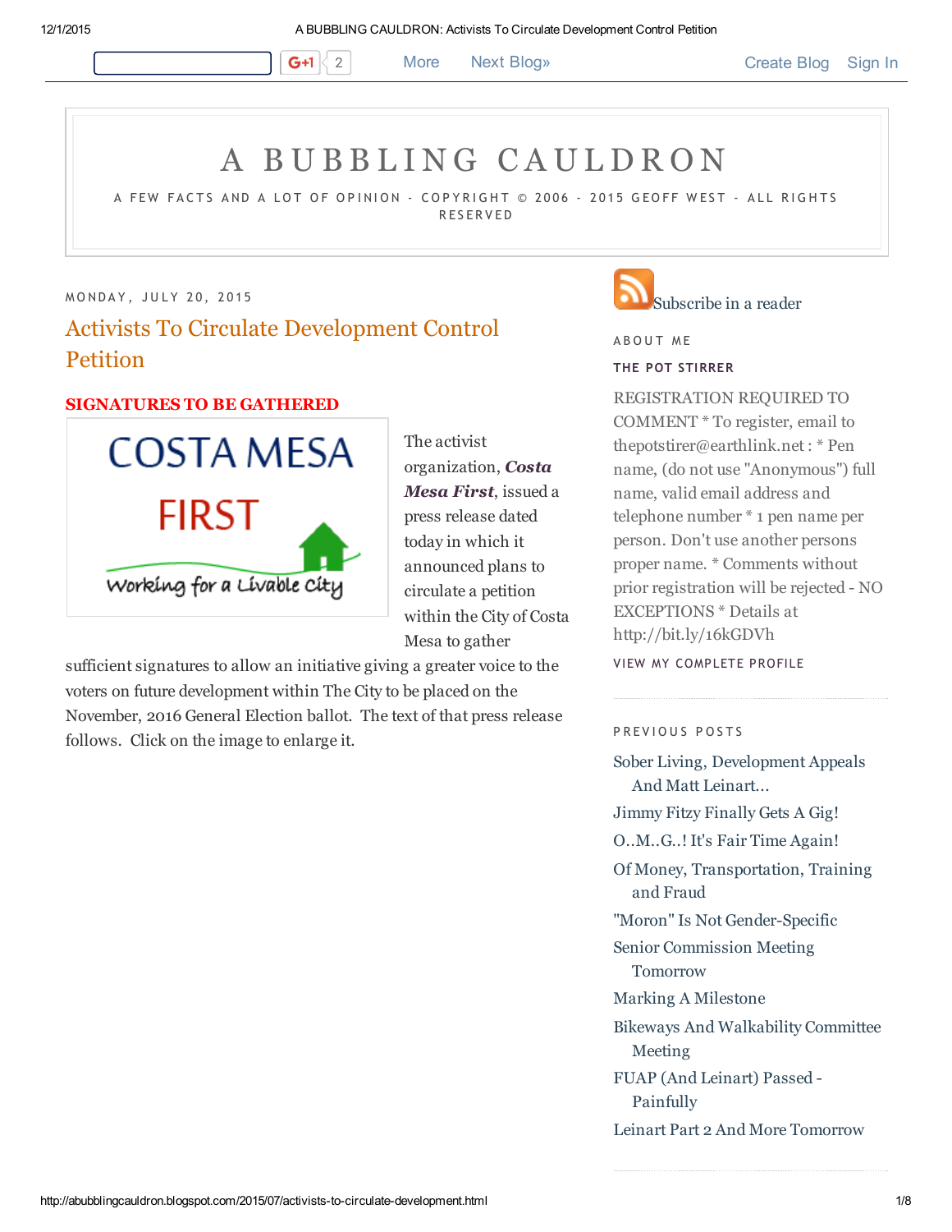# A BUBBLING CAULDRON

A FEW FACTS AND A LOT OF OPINION - COPYRIGHT © 2006 - 2015 GEOFF WEST - ALL RIGHTS RESERVED

MONDAY, JULY 20, 2015

## Activists To Circulate Development Control Petition

**SIGNATURES TO BE GATHERED**

The activist organization, ***Costa Mesa First***, issued a press release dated today in which it announced plans to circulate a petition within the City of Costa Mesa to gather sufficient signatures to allow an initiative giving a greater voice to the voters on future development within The City to be placed on the November, 2016 General Election ballot. The text of that press release follows. Click on the image to enlarge it.

Subscribe in a reader

ABOUT ME

THE POT STIRRER

REGISTRATION REQUIRED TO COMMENT * To register, email to thepotstirrer@earthlink.net : * Pen name, (do not use "Anonymous") full name, valid email address and telephone number * 1 pen name per person. Don't use another persons proper name. * Comments without prior registration will be rejected - NO EXCEPTIONS * Details at http://bit.ly/16kGDVh

VIEW MY COMPLETE PROFILE

PREVIOUS POSTS

- Sober Living, Development Appeals And Matt Leinart...
- Jimmy Fitzy Finally Gets A Gig!
- O..M..G..! It's Fair Time Again!
- Of Money, Transportation, Training and Fraud
- "Moron" Is Not Gender-Specific
- Senior Commission Meeting Tomorrow
- Marking A Milestone
- Bikeways And Walkability Committee Meeting
- FUAP (And Leinart) Passed - Painfully
- Leinart Part 2 And More Tomorrow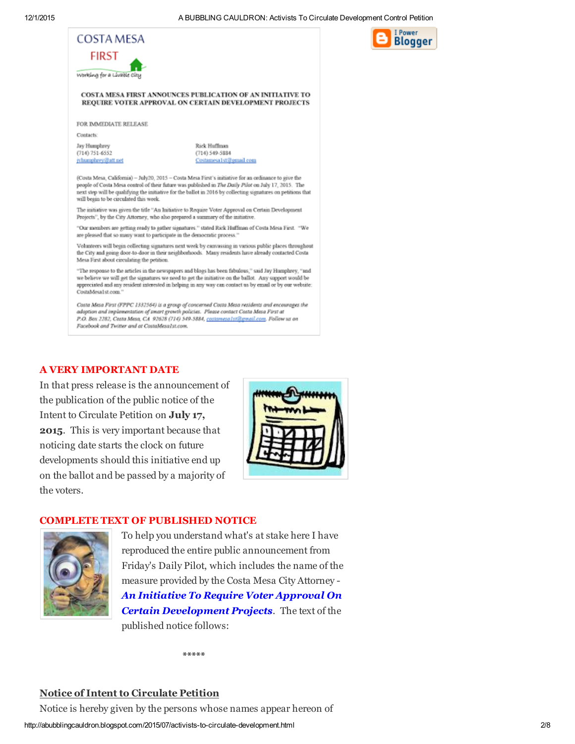COSTA MESA FIRST

Working for a Livable City

**COSTA MESA FIRST ANNOUNCES PUBLICATION OF AN INITIATIVE TO REQUIRE VOTER APPROVAL ON CERTAIN DEVELOPMENT PROJECTS**

FOR IMMEDIATE RELEASE

Contacts:

Jay Humphrey
(714) 751-6552
jyhumphrey@att.net

Rick Huffman
(714) 549-5884
Costamesa1st@gmail.com

(Costa Mesa, California) – July20, 2015 – Costa Mesa First's initiative for an ordinance to give the people of Costa Mesa control of their future was published in *The Daily Pilot* on July 17, 2015. The next step will be qualifying the initiative for the ballot in 2016 by collecting signatures on petitions that will begin to be circulated this week.

The initiative was given the title "An Initiative to Require Voter Approval on Certain Development Projects", by the City Attorney, who also prepared a summary of the initiative.

"Our members are getting ready to gather signatures." stated Rick Huffman of Costa Mesa First. "We are pleased that so many want to participate in the democratic process."

Volunteers will begin collecting signatures next week by canvassing in various public places throughout the City and going door-to-door in their neighborhoods. Many residents have already contacted Costa Mesa First about circulating the petition.

"The response to the articles in the newspapers and blogs has been fabulous," said Jay Humphrey, "and we believe we will get the signatures we need to get the initiative on the ballot. Any support would be appreciated and any resident interested in helping in any way can contact us by email or by our website: CostaMesa1st.com."

*Costa Mesa First (FPPC 1332564) is a group of concerned Costa Mesa residents and encourages the adoption and implementation of smart growth policies. Please contact Costa Mesa First at P.O. Box 2282, Costa Mesa, CA 92628 (714) 549-5884, costamesa1st@gmail.com. Follow us on Facebook and Twitter and at CostaMesa1st.com.*

## A VERY IMPORTANT DATE

In that press release is the announcement of the publication of the public notice of the Intent to Circulate Petition on **July 17, 2015**. This is very important because that noticing date starts the clock on future developments should this initiative end up on the ballot and be passed by a majority of the voters.

## COMPLETE TEXT OF PUBLISHED NOTICE

To help you understand what's at stake here I have reproduced the entire public announcement from Friday's Daily Pilot, which includes the name of the measure provided by the Costa Mesa City Attorney - ***An Initiative To Require Voter Approval On Certain Development Projects***. The text of the published notice follows:

*****

### Notice of Intent to Circulate Petition

Notice is hereby given by the persons whose names appear hereon of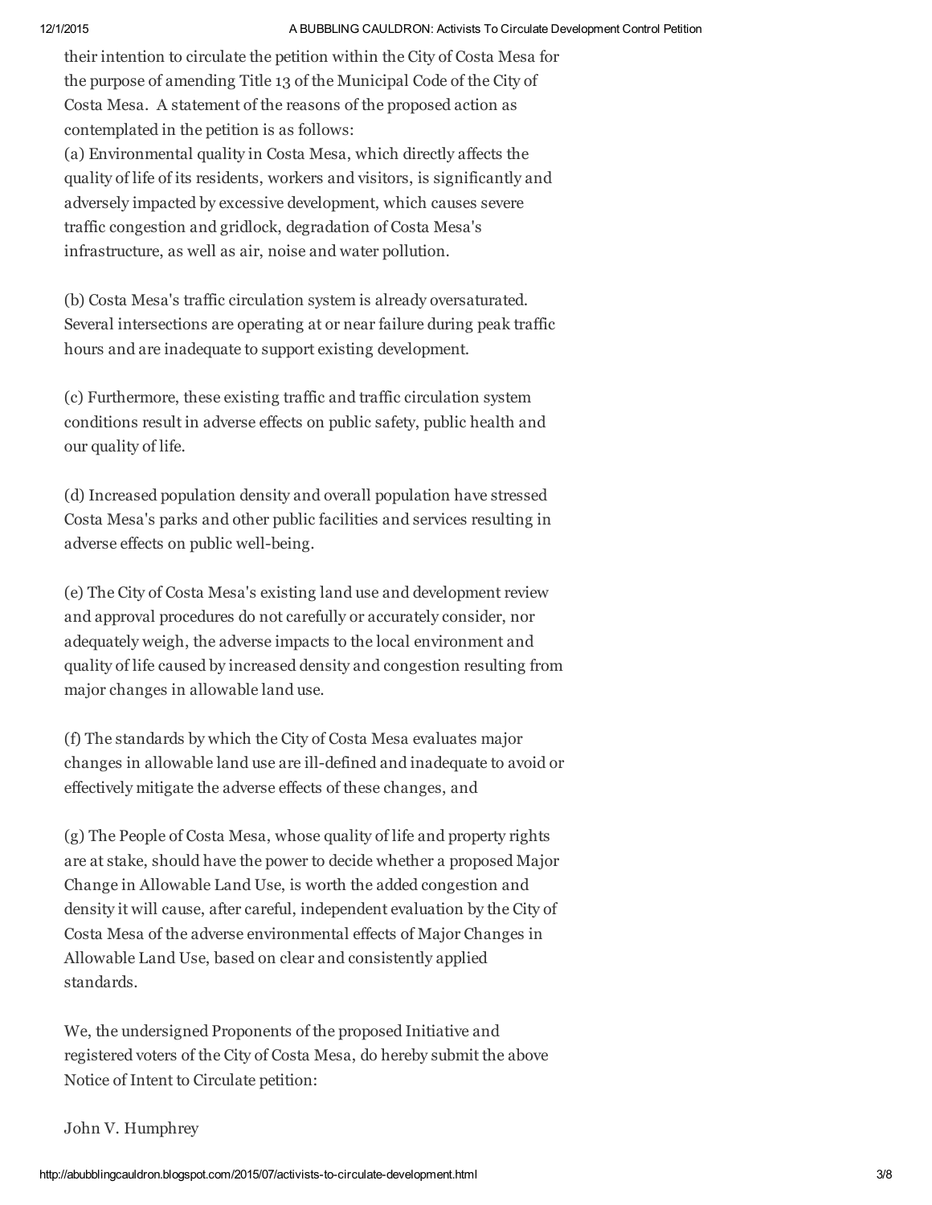their intention to circulate the petition within the City of Costa Mesa for the purpose of amending Title 13 of the Municipal Code of the City of Costa Mesa. A statement of the reasons of the proposed action as contemplated in the petition is as follows:

(a) Environmental quality in Costa Mesa, which directly affects the quality of life of its residents, workers and visitors, is significantly and adversely impacted by excessive development, which causes severe traffic congestion and gridlock, degradation of Costa Mesa's infrastructure, as well as air, noise and water pollution.

(b) Costa Mesa's traffic circulation system is already oversaturated. Several intersections are operating at or near failure during peak traffic hours and are inadequate to support existing development.

(c) Furthermore, these existing traffic and traffic circulation system conditions result in adverse effects on public safety, public health and our quality of life.

(d) Increased population density and overall population have stressed Costa Mesa's parks and other public facilities and services resulting in adverse effects on public well-being.

(e) The City of Costa Mesa's existing land use and development review and approval procedures do not carefully or accurately consider, nor adequately weigh, the adverse impacts to the local environment and quality of life caused by increased density and congestion resulting from major changes in allowable land use.

(f) The standards by which the City of Costa Mesa evaluates major changes in allowable land use are ill-defined and inadequate to avoid or effectively mitigate the adverse effects of these changes, and

(g) The People of Costa Mesa, whose quality of life and property rights are at stake, should have the power to decide whether a proposed Major Change in Allowable Land Use, is worth the added congestion and density it will cause, after careful, independent evaluation by the City of Costa Mesa of the adverse environmental effects of Major Changes in Allowable Land Use, based on clear and consistently applied standards.

We, the undersigned Proponents of the proposed Initiative and registered voters of the City of Costa Mesa, do hereby submit the above Notice of Intent to Circulate petition:

John V. Humphrey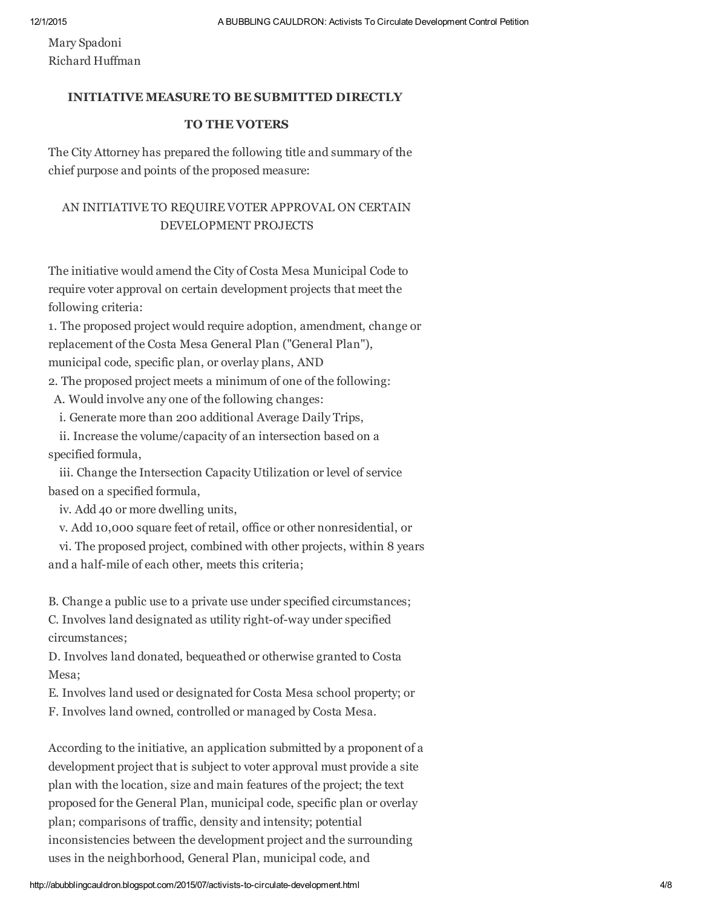Mary Spadoni
Richard Huffman

**INITIATIVE MEASURE TO BE SUBMITTED DIRECTLY TO THE VOTERS**

The City Attorney has prepared the following title and summary of the chief purpose and points of the proposed measure:

AN INITIATIVE TO REQUIRE VOTER APPROVAL ON CERTAIN DEVELOPMENT PROJECTS

The initiative would amend the City of Costa Mesa Municipal Code to require voter approval on certain development projects that meet the following criteria:

1. The proposed project would require adoption, amendment, change or replacement of the Costa Mesa General Plan ("General Plan"), municipal code, specific plan, or overlay plans, AND
2. The proposed project meets a minimum of one of the following:
   A. Would involve any one of the following changes:
   i. Generate more than 200 additional Average Daily Trips,
   ii. Increase the volume/capacity of an intersection based on a specified formula,
   iii. Change the Intersection Capacity Utilization or level of service based on a specified formula,
   iv. Add 40 or more dwelling units,
   v. Add 10,000 square feet of retail, office or other nonresidential, or
   vi. The proposed project, combined with other projects, within 8 years and a half-mile of each other, meets this criteria;

B. Change a public use to a private use under specified circumstances;
C. Involves land designated as utility right-of-way under specified circumstances;
D. Involves land donated, bequeathed or otherwise granted to Costa Mesa;
E. Involves land used or designated for Costa Mesa school property; or
F. Involves land owned, controlled or managed by Costa Mesa.

According to the initiative, an application submitted by a proponent of a development project that is subject to voter approval must provide a site plan with the location, size and main features of the project; the text proposed for the General Plan, municipal code, specific plan or overlay plan; comparisons of traffic, density and intensity; potential inconsistencies between the development project and the surrounding uses in the neighborhood, General Plan, municipal code, and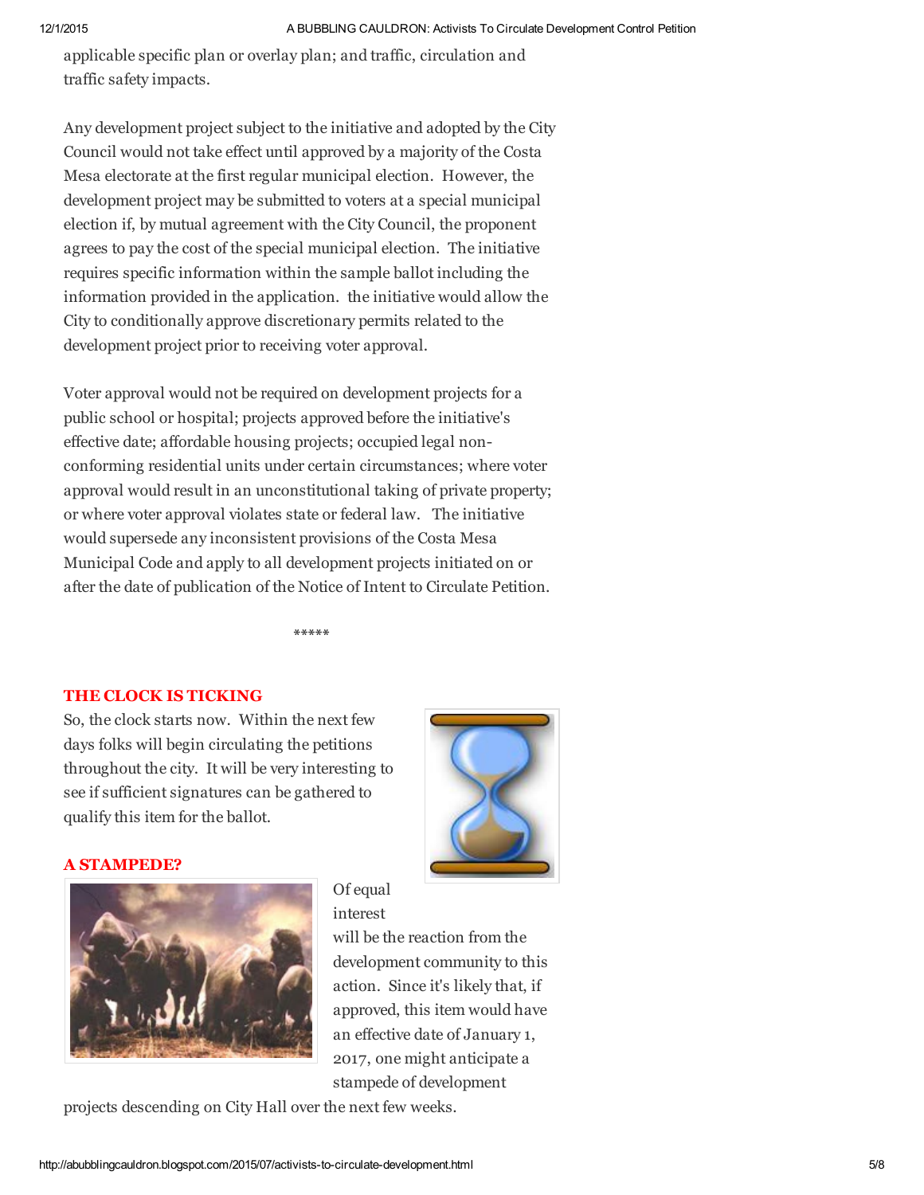applicable specific plan or overlay plan; and traffic, circulation and traffic safety impacts.

Any development project subject to the initiative and adopted by the City Council would not take effect until approved by a majority of the Costa Mesa electorate at the first regular municipal election. However, the development project may be submitted to voters at a special municipal election if, by mutual agreement with the City Council, the proponent agrees to pay the cost of the special municipal election. The initiative requires specific information within the sample ballot including the information provided in the application. the initiative would allow the City to conditionally approve discretionary permits related to the development project prior to receiving voter approval.

Voter approval would not be required on development projects for a public school or hospital; projects approved before the initiative's effective date; affordable housing projects; occupied legal non-conforming residential units under certain circumstances; where voter approval would result in an unconstitutional taking of private property; or where voter approval violates state or federal law. The initiative would supersede any inconsistent provisions of the Costa Mesa Municipal Code and apply to all development projects initiated on or after the date of publication of the Notice of Intent to Circulate Petition.

*****

**THE CLOCK IS TICKING**

So, the clock starts now. Within the next few days folks will begin circulating the petitions throughout the city. It will be very interesting to see if sufficient signatures can be gathered to qualify this item for the ballot.

**A STAMPEDE?**

Of equal interest will be the reaction from the development community to this action. Since it's likely that, if approved, this item would have an effective date of January 1, 2017, one might anticipate a stampede of development projects descending on City Hall over the next few weeks.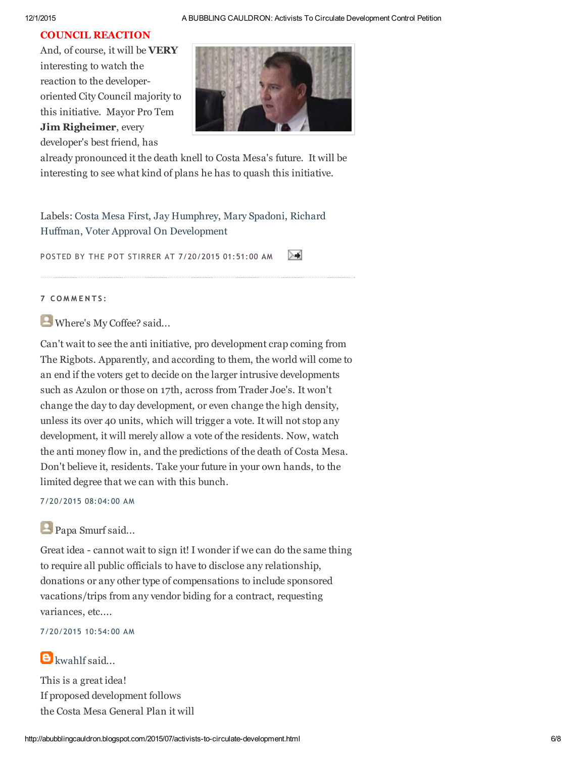## COUNCIL REACTION

And, of course, it will be **VERY** interesting to watch the reaction to the developer-oriented City Council majority to this initiative. Mayor Pro Tem **Jim Righeimer**, every developer's best friend, has already pronounced it the death knell to Costa Mesa's future. It will be interesting to see what kind of plans he has to quash this initiative.

Labels: Costa Mesa First, Jay Humphrey, Mary Spadoni, Richard Huffman, Voter Approval On Development

POSTED BY THE POT STIRRER AT 7/20/2015 01:51:00 AM

---

**7 COMMENTS:**

Where's My Coffee? said...

Can't wait to see the anti initiative, pro development crap coming from The Rigbots. Apparently, and according to them, the world will come to an end if the voters get to decide on the larger intrusive developments such as Azulon or those on 17th, across from Trader Joe's. It won't change the day to day development, or even change the high density, unless its over 40 units, which will trigger a vote. It will not stop any development, it will merely allow a vote of the residents. Now, watch the anti money flow in, and the predictions of the death of Costa Mesa. Don't believe it, residents. Take your future in your own hands, to the limited degree that we can with this bunch.

7/20/2015 08:04:00 AM

Papa Smurf said...

Great idea - cannot wait to sign it! I wonder if we can do the same thing to require all public officials to have to disclose any relationship, donations or any other type of compensations to include sponsored vacations/trips from any vendor biding for a contract, requesting variances, etc....

7/20/2015 10:54:00 AM

kwahlf said...

This is a great idea!
If proposed development follows
the Costa Mesa General Plan it will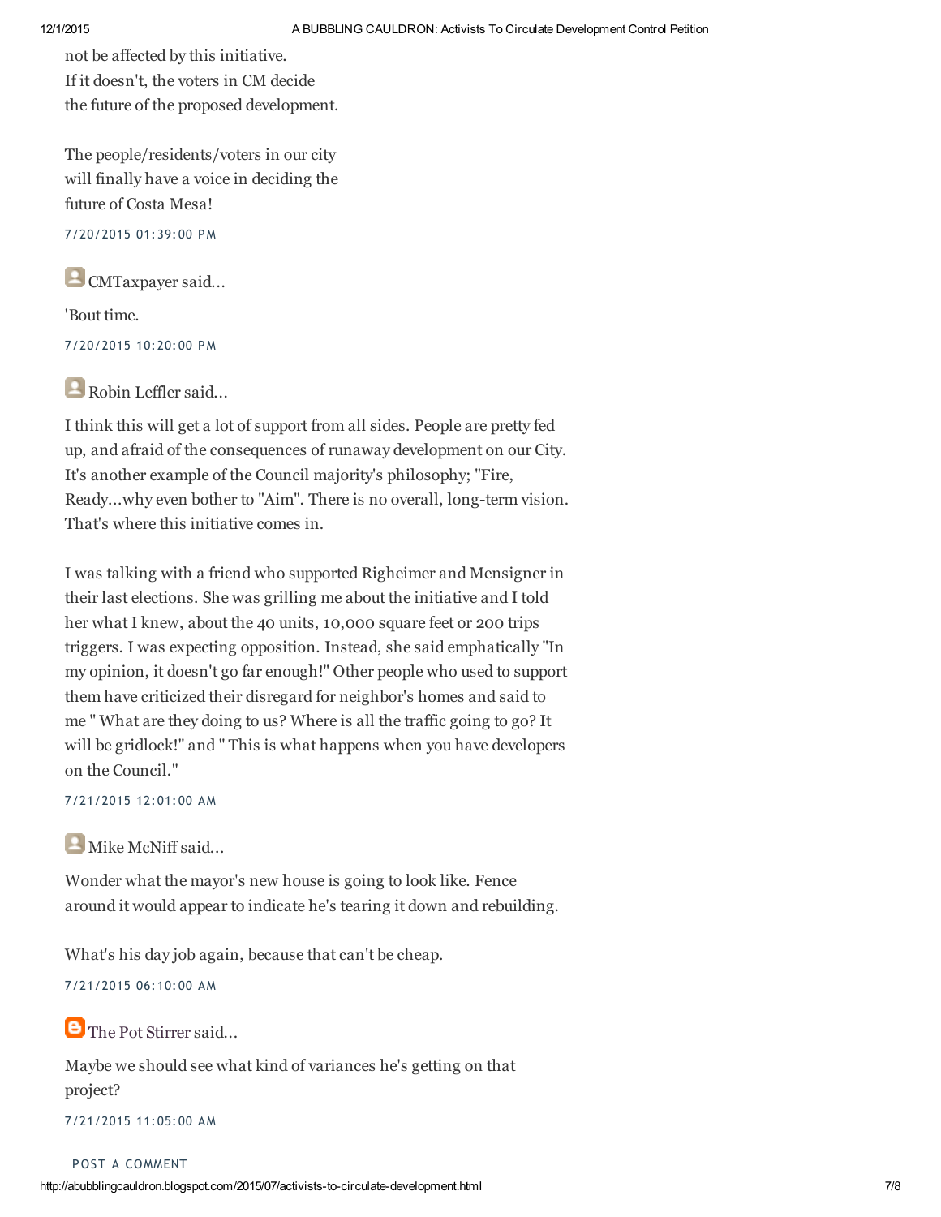not be affected by this initiative.
If it doesn't, the voters in CM decide
the future of the proposed development.

The people/residents/voters in our city
will finally have a voice in deciding the
future of Costa Mesa!

7/20/2015 01:39:00 PM

CMTaxpayer said...

'Bout time.

7/20/2015 10:20:00 PM

Robin Leffler said...

I think this will get a lot of support from all sides. People are pretty fed up, and afraid of the consequences of runaway development on our City. It's another example of the Council majority's philosophy; "Fire, Ready...why even bother to "Aim". There is no overall, long-term vision. That's where this initiative comes in.

I was talking with a friend who supported Righeimer and Mensigner in their last elections. She was grilling me about the initiative and I told her what I knew, about the 40 units, 10,000 square feet or 200 trips triggers. I was expecting opposition. Instead, she said emphatically "In my opinion, it doesn't go far enough!" Other people who used to support them have criticized their disregard for neighbor's homes and said to me " What are they doing to us? Where is all the traffic going to go? It will be gridlock!" and " This is what happens when you have developers on the Council."

7/21/2015 12:01:00 AM

Mike McNiff said...

Wonder what the mayor's new house is going to look like. Fence around it would appear to indicate he's tearing it down and rebuilding.

What's his day job again, because that can't be cheap.

7/21/2015 06:10:00 AM

The Pot Stirrer said...

Maybe we should see what kind of variances he's getting on that project?

7/21/2015 11:05:00 AM

POST A COMMENT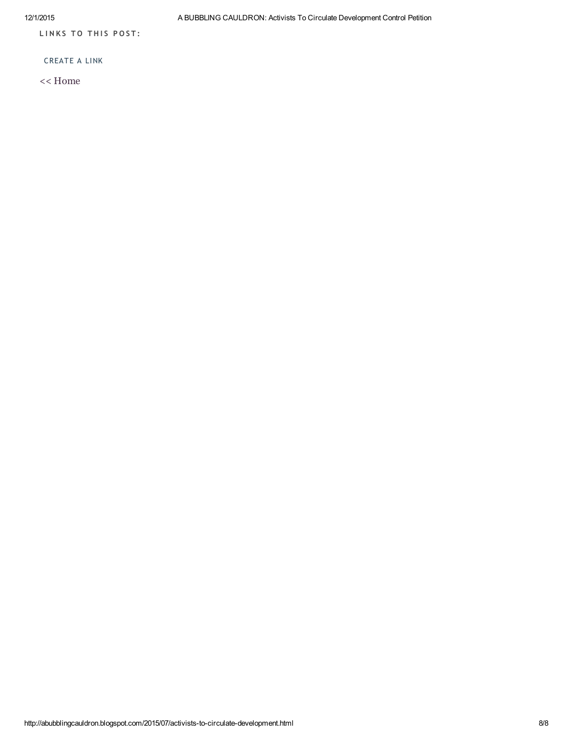LINKS TO THIS POST:

CREATE A LINK

<< Home